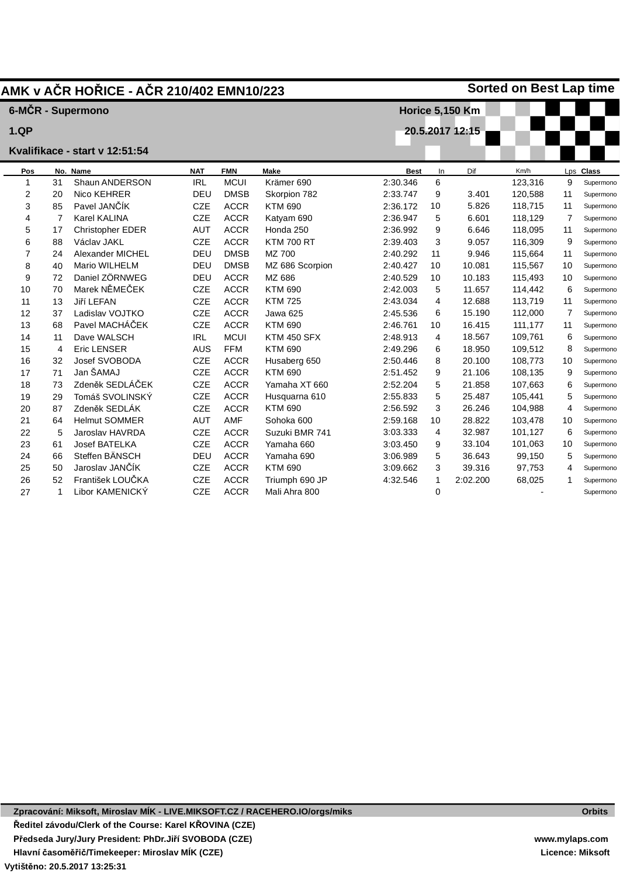# AMK v AČR HOŘICE - AČR 210/402 EMN10/223

**Sorted on Best Lap time**

**6-MČR - Supermono** — **Horice 5,150 Km**

**1.QP** — **20.5.2017 12:15**

**Kvalifikace - start v 12:51:54**

| Pos | No. | Name | NAT | FMN | Make | Best | In | Dif | Km/h | Lps | Class |
|---|---|---|---|---|---|---|---|---|---|---|---|
| 1 | 31 | Shaun ANDERSON | IRL | MCUI | Krämer 690 | 2:30.346 | 6 | | 123,316 | 9 | Supermono |
| 2 | 20 | Nico KEHRER | DEU | DMSB | Skorpion 782 | 2:33.747 | 9 | 3.401 | 120,588 | 11 | Supermono |
| 3 | 85 | Pavel JANČÍK | CZE | ACCR | KTM 690 | 2:36.172 | 10 | 5.826 | 118,715 | 11 | Supermono |
| 4 | 7 | Karel KALINA | CZE | ACCR | Katyam 690 | 2:36.947 | 5 | 6.601 | 118,129 | 7 | Supermono |
| 5 | 17 | Christopher EDER | AUT | ACCR | Honda 250 | 2:36.992 | 9 | 6.646 | 118,095 | 11 | Supermono |
| 6 | 88 | Václav JAKL | CZE | ACCR | KTM 700 RT | 2:39.403 | 3 | 9.057 | 116,309 | 9 | Supermono |
| 7 | 24 | Alexander MICHEL | DEU | DMSB | MZ 700 | 2:40.292 | 11 | 9.946 | 115,664 | 11 | Supermono |
| 8 | 40 | Mario WILHELM | DEU | DMSB | MZ 686 Scorpion | 2:40.427 | 10 | 10.081 | 115,567 | 10 | Supermono |
| 9 | 72 | Daniel ZÖRNWEG | DEU | ACCR | MZ 686 | 2:40.529 | 10 | 10.183 | 115,493 | 10 | Supermono |
| 10 | 70 | Marek NĚMEČEK | CZE | ACCR | KTM 690 | 2:42.003 | 5 | 11.657 | 114,442 | 6 | Supermono |
| 11 | 13 | Jiří LEFAN | CZE | ACCR | KTM 725 | 2:43.034 | 4 | 12.688 | 113,719 | 11 | Supermono |
| 12 | 37 | Ladislav VOJTKO | CZE | ACCR | Jawa 625 | 2:45.536 | 6 | 15.190 | 112,000 | 7 | Supermono |
| 13 | 68 | Pavel MACHÁČEK | CZE | ACCR | KTM 690 | 2:46.761 | 10 | 16.415 | 111,177 | 11 | Supermono |
| 14 | 11 | Dave WALSCH | IRL | MCUI | KTM 450 SFX | 2:48.913 | 4 | 18.567 | 109,761 | 6 | Supermono |
| 15 | 4 | Eric LENSER | AUS | FFM | KTM 690 | 2:49.296 | 6 | 18.950 | 109,512 | 8 | Supermono |
| 16 | 32 | Josef SVOBODA | CZE | ACCR | Husaberg 650 | 2:50.446 | 8 | 20.100 | 108,773 | 10 | Supermono |
| 17 | 71 | Jan ŠAMAJ | CZE | ACCR | KTM 690 | 2:51.452 | 9 | 21.106 | 108,135 | 9 | Supermono |
| 18 | 73 | Zdeněk SEDLÁČEK | CZE | ACCR | Yamaha XT 660 | 2:52.204 | 5 | 21.858 | 107,663 | 6 | Supermono |
| 19 | 29 | Tomáš SVOLINSKÝ | CZE | ACCR | Husquarna 610 | 2:55.833 | 5 | 25.487 | 105,441 | 5 | Supermono |
| 20 | 87 | Zdeněk SEDLÁK | CZE | ACCR | KTM 690 | 2:56.592 | 3 | 26.246 | 104,988 | 4 | Supermono |
| 21 | 64 | Helmut SOMMER | AUT | AMF | Sohoka 600 | 2:59.168 | 10 | 28.822 | 103,478 | 10 | Supermono |
| 22 | 5 | Jaroslav HAVRDA | CZE | ACCR | Suzuki BMR 741 | 3:03.333 | 4 | 32.987 | 101,127 | 6 | Supermono |
| 23 | 61 | Josef BATELKA | CZE | ACCR | Yamaha 660 | 3:03.450 | 9 | 33.104 | 101,063 | 10 | Supermono |
| 24 | 66 | Steffen BÄNSCH | DEU | ACCR | Yamaha 690 | 3:06.989 | 5 | 36.643 | 99,150 | 5 | Supermono |
| 25 | 50 | Jaroslav JANČÍK | CZE | ACCR | KTM 690 | 3:09.662 | 3 | 39.316 | 97,753 | 4 | Supermono |
| 26 | 52 | František LOUČKA | CZE | ACCR | Triumph 690 JP | 4:32.546 | 1 | 2:02.200 | 68,025 | 1 | Supermono |
| 27 | 1 | Libor KAMENICKÝ | CZE | ACCR | Mali Ahra 800 | | 0 | | - | | Supermono |

**Zpracování: Miksoft, Miroslav MÍK - LIVE.MIKSOFT.CZ / RACEHERO.IO/orgs/miks** — **Orbits**

**Ředitel závodu/Clerk of the Course: Karel KŘOVINA (CZE)**

**Předseda Jury/Jury President: PhDr.Jiří SVOBODA (CZE)** — **www.mylaps.com**

**Hlavní časoměřič/Timekeeper: Miroslav MÍK (CZE)** — **Licence: Miksoft**

**Vytištěno: 20.5.2017 13:25:31**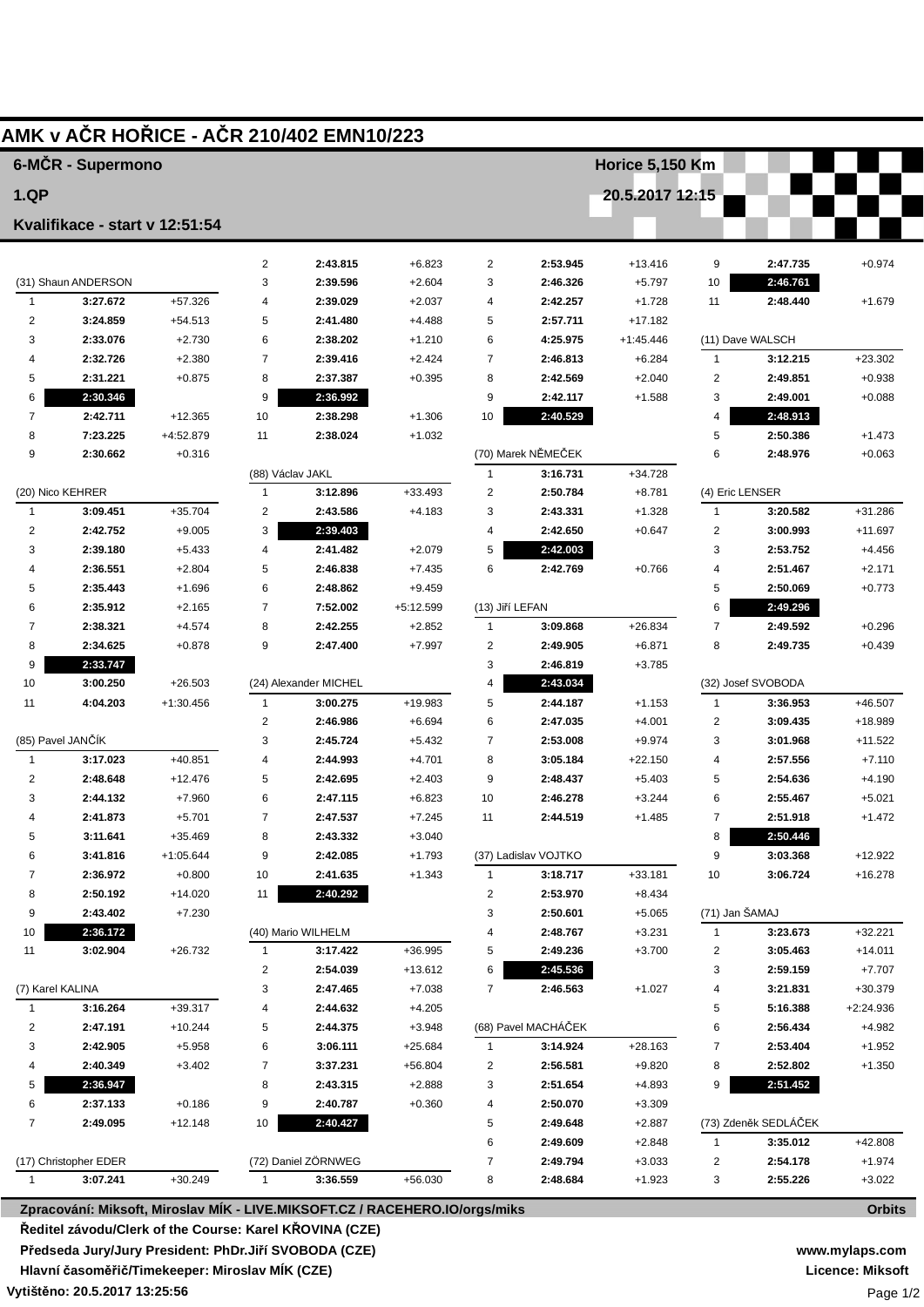# AMK v AČR HOŘICE - AČR 210/402 EMN10/223

**6-MČR - Supermono** — **Horice 5,150 Km**

**1.QP** — **20.5.2017 12:15**

**Kvalifikace - start v 12:51:54**

### (31) Shaun ANDERSON

| Lap | Time | Diff |
|---|---|---|
| 1 | 3:27.672 | +57.326 |
| 2 | 3:24.859 | +54.513 |
| 3 | 2:33.076 | +2.730 |
| 4 | 2:32.726 | +2.380 |
| 5 | 2:31.221 | +0.875 |
| 6 | **2:30.346** | |
| 7 | 2:42.711 | +12.365 |
| 8 | 7:23.225 | +4:52.879 |
| 9 | 2:30.662 | +0.316 |

### (20) Nico KEHRER

| Lap | Time | Diff |
|---|---|---|
| 1 | 3:09.451 | +35.704 |
| 2 | 2:42.752 | +9.005 |
| 3 | 2:39.180 | +5.433 |
| 4 | 2:36.551 | +2.804 |
| 5 | 2:35.443 | +1.696 |
| 6 | 2:35.912 | +2.165 |
| 7 | 2:38.321 | +4.574 |
| 8 | 2:34.625 | +0.878 |
| 9 | **2:33.747** | |
| 10 | 3:00.250 | +26.503 |
| 11 | 4:04.203 | +1:30.456 |

### (85) Pavel JANČÍK

| Lap | Time | Diff |
|---|---|---|
| 1 | 3:17.023 | +40.851 |
| 2 | 2:48.648 | +12.476 |
| 3 | 2:44.132 | +7.960 |
| 4 | 2:41.873 | +5.701 |
| 5 | 3:11.641 | +35.469 |
| 6 | 3:41.816 | +1:05.644 |
| 7 | 2:36.972 | +0.800 |
| 8 | 2:50.192 | +14.020 |
| 9 | 2:43.402 | +7.230 |
| 10 | **2:36.172** | |
| 11 | 3:02.904 | +26.732 |

### (7) Karel KALINA

| Lap | Time | Diff |
|---|---|---|
| 1 | 3:16.264 | +39.317 |
| 2 | 2:47.191 | +10.244 |
| 3 | 2:42.905 | +5.958 |
| 4 | 2:40.349 | +3.402 |
| 5 | **2:36.947** | |
| 6 | 2:37.133 | +0.186 |
| 7 | 2:49.095 | +12.148 |

### (17) Christopher EDER

| Lap | Time | Diff |
|---|---|---|
| 1 | 3:07.241 | +30.249 |
| 2 | 2:43.815 | +6.823 |
| 3 | 2:39.596 | +2.604 |
| 4 | 2:39.029 | +2.037 |
| 5 | 2:41.480 | +4.488 |
| 6 | 2:38.202 | +1.210 |
| 7 | 2:39.416 | +2.424 |
| 8 | 2:37.387 | +0.395 |
| 9 | **2:36.992** | |
| 10 | 2:38.298 | +1.306 |
| 11 | 2:38.024 | +1.032 |

### (88) Václav JAKL

| Lap | Time | Diff |
|---|---|---|
| 1 | 3:12.896 | +33.493 |
| 2 | 2:43.586 | +4.183 |
| 3 | **2:39.403** | |
| 4 | 2:41.482 | +2.079 |
| 5 | 2:46.838 | +7.435 |
| 6 | 2:48.862 | +9.459 |
| 7 | 7:52.002 | +5:12.599 |
| 8 | 2:42.255 | +2.852 |
| 9 | 2:47.400 | +7.997 |

### (24) Alexander MICHEL

| Lap | Time | Diff |
|---|---|---|
| 1 | 3:00.275 | +19.983 |
| 2 | 2:46.986 | +6.694 |
| 3 | 2:45.724 | +5.432 |
| 4 | 2:44.993 | +4.701 |
| 5 | 2:42.695 | +2.403 |
| 6 | 2:47.115 | +6.823 |
| 7 | 2:47.537 | +7.245 |
| 8 | 2:43.332 | +3.040 |
| 9 | 2:42.085 | +1.793 |
| 10 | 2:41.635 | +1.343 |
| 11 | **2:40.292** | |

### (40) Mario WILHELM

| Lap | Time | Diff |
|---|---|---|
| 1 | 3:17.422 | +36.995 |
| 2 | 2:54.039 | +13.612 |
| 3 | 2:47.465 | +7.038 |
| 4 | 2:44.632 | +4.205 |
| 5 | 2:44.375 | +3.948 |
| 6 | 3:06.111 | +25.684 |
| 7 | 3:37.231 | +56.804 |
| 8 | 2:43.315 | +2.888 |
| 9 | 2:40.787 | +0.360 |
| 10 | **2:40.427** | |

### (72) Daniel ZÖRNWEG

| Lap | Time | Diff |
|---|---|---|
| 1 | 3:36.559 | +56.030 |
| 2 | 2:53.945 | +13.416 |
| 3 | 2:46.326 | +5.797 |
| 4 | 2:42.257 | +1.728 |
| 5 | 2:57.711 | +17.182 |
| 6 | 4:25.975 | +1:45.446 |
| 7 | 2:46.813 | +6.284 |
| 8 | 2:42.569 | +2.040 |
| 9 | 2:42.117 | +1.588 |
| 10 | **2:40.529** | |

### (70) Marek NĚMEČEK

| Lap | Time | Diff |
|---|---|---|
| 1 | 3:16.731 | +34.728 |
| 2 | 2:50.784 | +8.781 |
| 3 | 2:43.331 | +1.328 |
| 4 | 2:42.650 | +0.647 |
| 5 | **2:42.003** | |
| 6 | 2:42.769 | +0.766 |

### (13) Jiří LEFAN

| Lap | Time | Diff |
|---|---|---|
| 1 | 3:09.868 | +26.834 |
| 2 | 2:49.905 | +6.871 |
| 3 | 2:46.819 | +3.785 |
| 4 | **2:43.034** | |
| 5 | 2:44.187 | +1.153 |
| 6 | 2:47.035 | +4.001 |
| 7 | 2:53.008 | +9.974 |
| 8 | 3:05.184 | +22.150 |
| 9 | 2:48.437 | +5.403 |
| 10 | 2:46.278 | +3.244 |
| 11 | 2:44.519 | +1.485 |

### (37) Ladislav VOJTKO

| Lap | Time | Diff |
|---|---|---|
| 1 | 3:18.717 | +33.181 |
| 2 | 2:53.970 | +8.434 |
| 3 | 2:50.601 | +5.065 |
| 4 | 2:48.767 | +3.231 |
| 5 | 2:49.236 | +3.700 |
| 6 | **2:45.536** | |
| 7 | 2:46.563 | +1.027 |

### (68) Pavel MACHÁČEK

| Lap | Time | Diff |
|---|---|---|
| 1 | 3:14.924 | +28.163 |
| 2 | 2:56.581 | +9.820 |
| 3 | 2:51.654 | +4.893 |
| 4 | 2:50.070 | +3.309 |
| 5 | 2:49.648 | +2.887 |
| 6 | 2:49.609 | +2.848 |
| 7 | 2:49.794 | +3.033 |
| 8 | 2:48.684 | +1.923 |
| 9 | 2:47.735 | +0.974 |
| 10 | **2:46.761** | |
| 11 | 2:48.440 | +1.679 |

### (11) Dave WALSCH

| Lap | Time | Diff |
|---|---|---|
| 1 | 3:12.215 | +23.302 |
| 2 | 2:49.851 | +0.938 |
| 3 | 2:49.001 | +0.088 |
| 4 | **2:48.913** | |
| 5 | 2:50.386 | +1.473 |
| 6 | 2:48.976 | +0.063 |

### (4) Eric LENSER

| Lap | Time | Diff |
|---|---|---|
| 1 | 3:20.582 | +31.286 |
| 2 | 3:00.993 | +11.697 |
| 3 | 2:53.752 | +4.456 |
| 4 | 2:51.467 | +2.171 |
| 5 | 2:50.069 | +0.773 |
| 6 | **2:49.296** | |
| 7 | 2:49.592 | +0.296 |
| 8 | 2:49.735 | +0.439 |

### (32) Josef SVOBODA

| Lap | Time | Diff |
|---|---|---|
| 1 | 3:36.953 | +46.507 |
| 2 | 3:09.435 | +18.989 |
| 3 | 3:01.968 | +11.522 |
| 4 | 2:57.556 | +7.110 |
| 5 | 2:54.636 | +4.190 |
| 6 | 2:55.467 | +5.021 |
| 7 | 2:51.918 | +1.472 |
| 8 | **2:50.446** | |
| 9 | 3:03.368 | +12.922 |
| 10 | 3:06.724 | +16.278 |

### (71) Jan ŠAMAJ

| Lap | Time | Diff |
|---|---|---|
| 1 | 3:23.673 | +32.221 |
| 2 | 3:05.463 | +14.011 |
| 3 | 2:59.159 | +7.707 |
| 4 | 3:21.831 | +30.379 |
| 5 | 5:16.388 | +2:24.936 |
| 6 | 2:56.434 | +4.982 |
| 7 | 2:53.404 | +1.952 |
| 8 | 2:52.802 | +1.350 |
| 9 | **2:51.452** | |

### (73) Zdeněk SEDLÁČEK

| Lap | Time | Diff |
|---|---|---|
| 1 | 3:35.012 | +42.808 |
| 2 | 2:54.178 | +1.974 |
| 3 | 2:55.226 | +3.022 |

**Zpracování: Miksoft, Miroslav MÍK - LIVE.MIKSOFT.CZ / RACEHERO.IO/orgs/miks** — **Orbits**

**Ředitel závodu/Clerk of the Course: Karel KŘOVINA (CZE)**

**Předseda Jury/Jury President: PhDr.Jiří SVOBODA (CZE)** — **www.mylaps.com**

**Hlavní časoměřič/Timekeeper: Miroslav MÍK (CZE)** — **Licence: Miksoft**

**Vytištěno: 20.5.2017 13:25:56**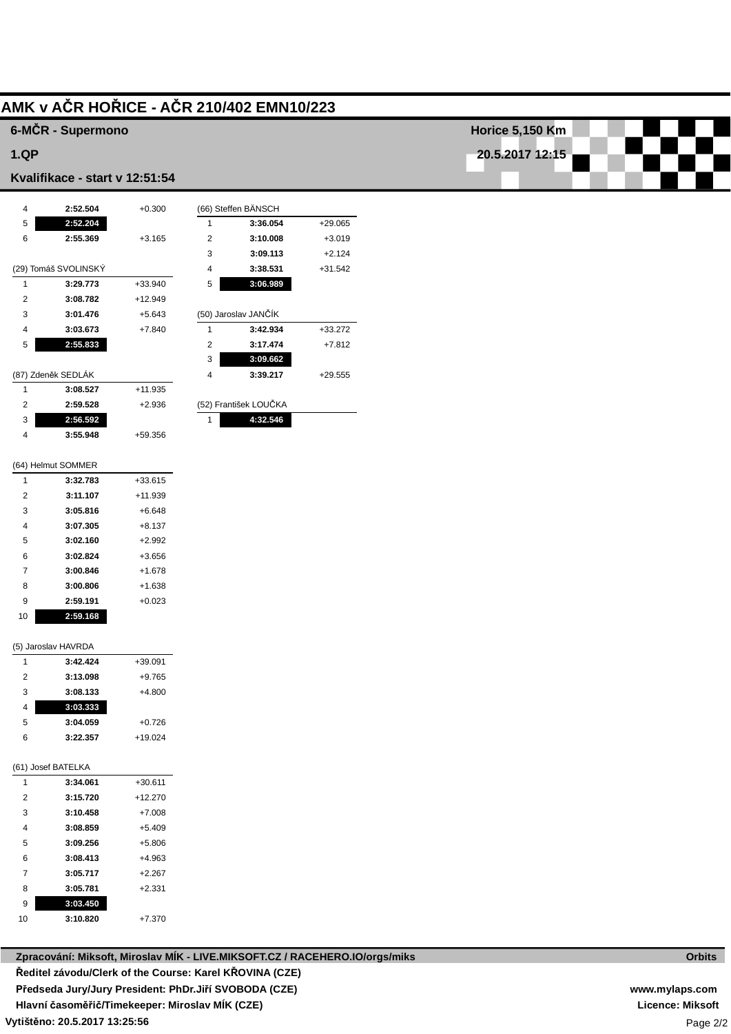# AMK v AČR HOŘICE - AČR 210/402 EMN10/223

## 6-MČR - Supermono

**Horice 5,150 Km**

**1.QP**

**20.5.2017 12:15**

**Kvalifikace - start v 12:51:54**

| Lap | Time | Diff |
|---|---|---|
| 4 | **2:52.504** | +0.300 |
| 5 | **2:52.204** | |
| 6 | **2:55.369** | +3.165 |

(29) Tomáš SVOLINSKÝ

| Lap | Time | Diff |
|---|---|---|
| 1 | **3:29.773** | +33.940 |
| 2 | **3:08.782** | +12.949 |
| 3 | **3:01.476** | +5.643 |
| 4 | **3:03.673** | +7.840 |
| 5 | **2:55.833** | |

(87) Zdeněk SEDLÁK

| Lap | Time | Diff |
|---|---|---|
| 1 | **3:08.527** | +11.935 |
| 2 | **2:59.528** | +2.936 |
| 3 | **2:56.592** | |
| 4 | **3:55.948** | +59.356 |

(64) Helmut SOMMER

| Lap | Time | Diff |
|---|---|---|
| 1 | **3:32.783** | +33.615 |
| 2 | **3:11.107** | +11.939 |
| 3 | **3:05.816** | +6.648 |
| 4 | **3:07.305** | +8.137 |
| 5 | **3:02.160** | +2.992 |
| 6 | **3:02.824** | +3.656 |
| 7 | **3:00.846** | +1.678 |
| 8 | **3:00.806** | +1.638 |
| 9 | **2:59.191** | +0.023 |
| 10 | **2:59.168** | |

(5) Jaroslav HAVRDA

| Lap | Time | Diff |
|---|---|---|
| 1 | **3:42.424** | +39.091 |
| 2 | **3:13.098** | +9.765 |
| 3 | **3:08.133** | +4.800 |
| 4 | **3:03.333** | |
| 5 | **3:04.059** | +0.726 |
| 6 | **3:22.357** | +19.024 |

(61) Josef BATELKA

| Lap | Time | Diff |
|---|---|---|
| 1 | **3:34.061** | +30.611 |
| 2 | **3:15.720** | +12.270 |
| 3 | **3:10.458** | +7.008 |
| 4 | **3:08.859** | +5.409 |
| 5 | **3:09.256** | +5.806 |
| 6 | **3:08.413** | +4.963 |
| 7 | **3:05.717** | +2.267 |
| 8 | **3:05.781** | +2.331 |
| 9 | **3:03.450** | |
| 10 | **3:10.820** | +7.370 |

(66) Steffen BÄNSCH

| Lap | Time | Diff |
|---|---|---|
| 1 | **3:36.054** | +29.065 |
| 2 | **3:10.008** | +3.019 |
| 3 | **3:09.113** | +2.124 |
| 4 | **3:38.531** | +31.542 |
| 5 | **3:06.989** | |

(50) Jaroslav JANČÍK

| Lap | Time | Diff |
|---|---|---|
| 1 | **3:42.934** | +33.272 |
| 2 | **3:17.474** | +7.812 |
| 3 | **3:09.662** | |
| 4 | **3:39.217** | +29.555 |

(52) František LOUČKA

| Lap | Time | Diff |
|---|---|---|
| 1 | **4:32.546** | |

**Zpracování: Miksoft, Miroslav MÍK - LIVE.MIKSOFT.CZ / RACEHERO.IO/orgs/miks**

**Ředitel závodu/Clerk of the Course: Karel KŘOVINA (CZE)**

**Předseda Jury/Jury President: PhDr.Jiří SVOBODA (CZE)**

**Hlavní časoměřič/Timekeeper: Miroslav MÍK (CZE)**

**Vytištěno: 20.5.2017 13:25:56**

**Orbits**

**www.mylaps.com**

**Licence: Miksoft**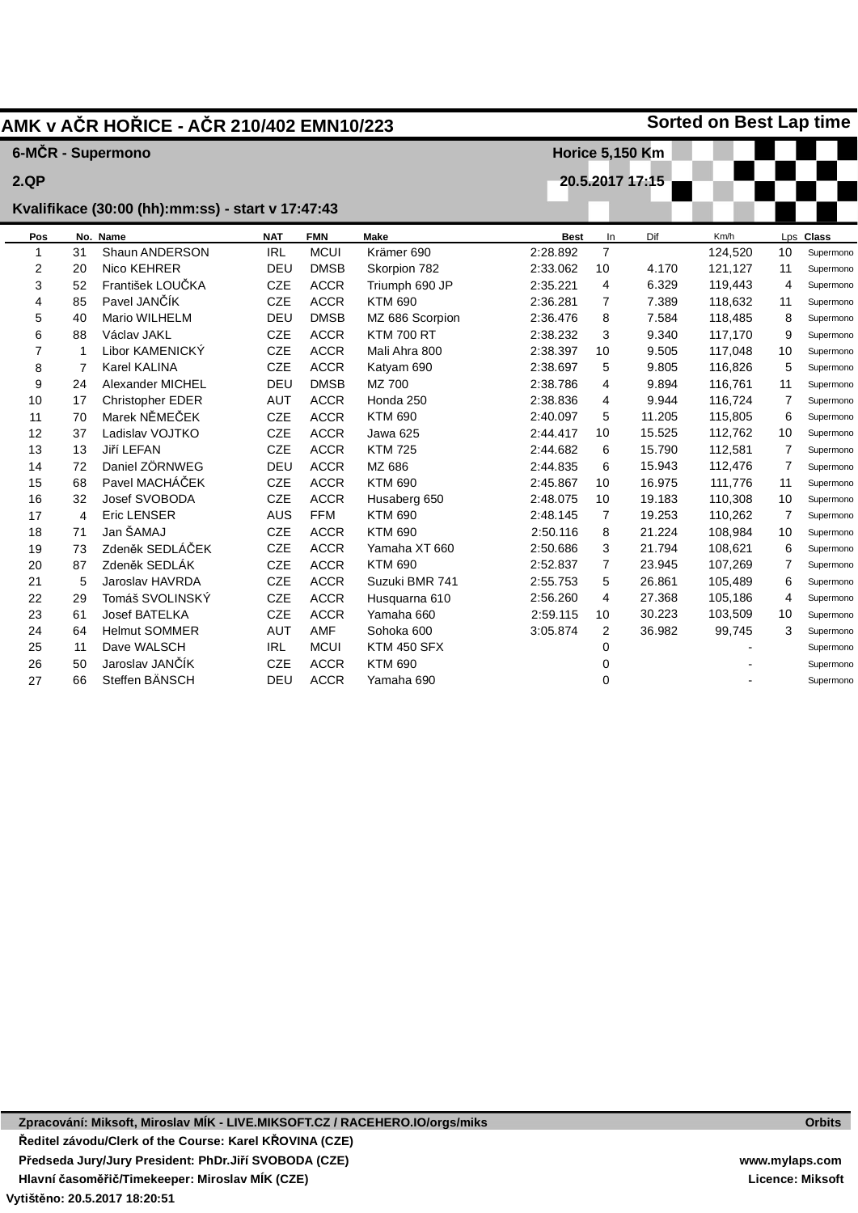# AMK v AČR HOŘICE - AČR 210/402 EMN10/223

**Sorted on Best Lap time**

**6-MČR - Supermono** — **Horice 5,150 Km**

**2.QP** — **20.5.2017 17:15**

**Kvalifikace (30:00 (hh):mm:ss) - start v 17:47:43**

| Pos | No. | Name | NAT | FMN | Make | Best | In | Dif | Km/h | Lps | Class |
|---|---|---|---|---|---|---|---|---|---|---|---|
| 1 | 31 | Shaun ANDERSON | IRL | MCUI | Krämer 690 | 2:28.892 | 7 | | 124,520 | 10 | Supermono |
| 2 | 20 | Nico KEHRER | DEU | DMSB | Skorpion 782 | 2:33.062 | 10 | 4.170 | 121,127 | 11 | Supermono |
| 3 | 52 | František LOUČKA | CZE | ACCR | Triumph 690 JP | 2:35.221 | 4 | 6.329 | 119,443 | 4 | Supermono |
| 4 | 85 | Pavel JANČÍK | CZE | ACCR | KTM 690 | 2:36.281 | 7 | 7.389 | 118,632 | 11 | Supermono |
| 5 | 40 | Mario WILHELM | DEU | DMSB | MZ 686 Scorpion | 2:36.476 | 8 | 7.584 | 118,485 | 8 | Supermono |
| 6 | 88 | Václav JAKL | CZE | ACCR | KTM 700 RT | 2:38.232 | 3 | 9.340 | 117,170 | 9 | Supermono |
| 7 | 1 | Libor KAMENICKÝ | CZE | ACCR | Mali Ahra 800 | 2:38.397 | 10 | 9.505 | 117,048 | 10 | Supermono |
| 8 | 7 | Karel KALINA | CZE | ACCR | Katyam 690 | 2:38.697 | 5 | 9.805 | 116,826 | 5 | Supermono |
| 9 | 24 | Alexander MICHEL | DEU | DMSB | MZ 700 | 2:38.786 | 4 | 9.894 | 116,761 | 11 | Supermono |
| 10 | 17 | Christopher EDER | AUT | ACCR | Honda 250 | 2:38.836 | 4 | 9.944 | 116,724 | 7 | Supermono |
| 11 | 70 | Marek NĚMEČEK | CZE | ACCR | KTM 690 | 2:40.097 | 5 | 11.205 | 115,805 | 6 | Supermono |
| 12 | 37 | Ladislav VOJTKO | CZE | ACCR | Jawa 625 | 2:44.417 | 10 | 15.525 | 112,762 | 10 | Supermono |
| 13 | 13 | Jiří LEFAN | CZE | ACCR | KTM 725 | 2:44.682 | 6 | 15.790 | 112,581 | 7 | Supermono |
| 14 | 72 | Daniel ZÖRNWEG | DEU | ACCR | MZ 686 | 2:44.835 | 6 | 15.943 | 112,476 | 7 | Supermono |
| 15 | 68 | Pavel MACHÁČEK | CZE | ACCR | KTM 690 | 2:45.867 | 10 | 16.975 | 111,776 | 11 | Supermono |
| 16 | 32 | Josef SVOBODA | CZE | ACCR | Husaberg 650 | 2:48.075 | 10 | 19.183 | 110,308 | 10 | Supermono |
| 17 | 4 | Eric LENSER | AUS | FFM | KTM 690 | 2:48.145 | 7 | 19.253 | 110,262 | 7 | Supermono |
| 18 | 71 | Jan ŠAMAJ | CZE | ACCR | KTM 690 | 2:50.116 | 8 | 21.224 | 108,984 | 10 | Supermono |
| 19 | 73 | Zdeněk SEDLÁČEK | CZE | ACCR | Yamaha XT 660 | 2:50.686 | 3 | 21.794 | 108,621 | 6 | Supermono |
| 20 | 87 | Zdeněk SEDLÁK | CZE | ACCR | KTM 690 | 2:52.837 | 7 | 23.945 | 107,269 | 7 | Supermono |
| 21 | 5 | Jaroslav HAVRDA | CZE | ACCR | Suzuki BMR 741 | 2:55.753 | 5 | 26.861 | 105,489 | 6 | Supermono |
| 22 | 29 | Tomáš SVOLINSKÝ | CZE | ACCR | Husquarna 610 | 2:56.260 | 4 | 27.368 | 105,186 | 4 | Supermono |
| 23 | 61 | Josef BATELKA | CZE | ACCR | Yamaha 660 | 2:59.115 | 10 | 30.223 | 103,509 | 10 | Supermono |
| 24 | 64 | Helmut SOMMER | AUT | AMF | Sohoka 600 | 3:05.874 | 2 | 36.982 | 99,745 | 3 | Supermono |
| 25 | 11 | Dave WALSCH | IRL | MCUI | KTM 450 SFX | | 0 | | - | | Supermono |
| 26 | 50 | Jaroslav JANČÍK | CZE | ACCR | KTM 690 | | 0 | | - | | Supermono |
| 27 | 66 | Steffen BÄNSCH | DEU | ACCR | Yamaha 690 | | 0 | | - | | Supermono |

**Zpracování: Miksoft, Miroslav MÍK - LIVE.MIKSOFT.CZ / RACEHERO.IO/orgs/miks** — **Orbits**

**Ředitel závodu/Clerk of the Course: Karel KŘOVINA (CZE)**

**Předseda Jury/Jury President: PhDr.Jiří SVOBODA (CZE)** — **www.mylaps.com**

**Hlavní časoměřič/Timekeeper: Miroslav MÍK (CZE)** — **Licence: Miksoft**

**Vytištěno: 20.5.2017 18:20:51**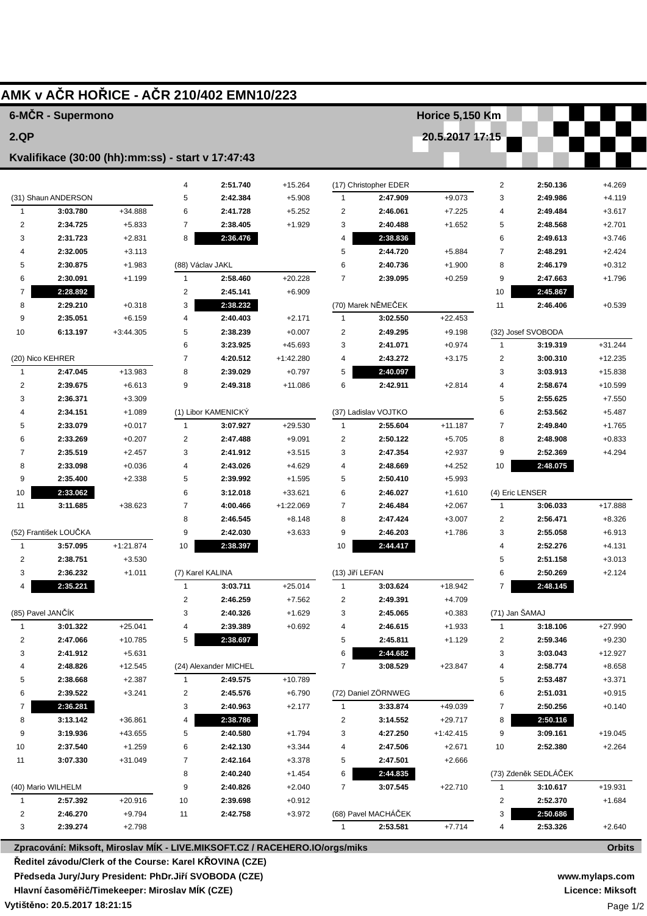# AMK v AČR HOŘICE - AČR 210/402 EMN10/223

## 6-MČR - Supermono

**Horice 5,150 Km**

## 2.QP

**20.5.2017 17:15**

### Kvalifikace (30:00 (hh):mm:ss) - start v 17:47:43

**(31) Shaun ANDERSON**

| Lap | Time | Diff |
|---|---|---|
| 1 | 3:03.780 | +34.888 |
| 2 | 2:34.725 | +5.833 |
| 3 | 2:31.723 | +2.831 |
| 4 | 2:32.005 | +3.113 |
| 5 | 2:30.875 | +1.983 |
| 6 | 2:30.091 | +1.199 |
| 7 | **2:28.892** | |
| 8 | 2:29.210 | +0.318 |
| 9 | 2:35.051 | +6.159 |
| 10 | 6:13.197 | +3:44.305 |

**(20) Nico KEHRER**

| Lap | Time | Diff |
|---|---|---|
| 1 | 2:47.045 | +13.983 |
| 2 | 2:39.675 | +6.613 |
| 3 | 2:36.371 | +3.309 |
| 4 | 2:34.151 | +1.089 |
| 5 | 2:33.079 | +0.017 |
| 6 | 2:33.269 | +0.207 |
| 7 | 2:35.519 | +2.457 |
| 8 | 2:33.098 | +0.036 |
| 9 | 2:35.400 | +2.338 |
| 10 | **2:33.062** | |
| 11 | 3:11.685 | +38.623 |

**(52) František LOUČKA**

| Lap | Time | Diff |
|---|---|---|
| 1 | 3:57.095 | +1:21.874 |
| 2 | 2:38.751 | +3.530 |
| 3 | 2:36.232 | +1.011 |
| 4 | **2:35.221** | |

**(85) Pavel JANČÍK**

| Lap | Time | Diff |
|---|---|---|
| 1 | 3:01.322 | +25.041 |
| 2 | 2:47.066 | +10.785 |
| 3 | 2:41.912 | +5.631 |
| 4 | 2:48.826 | +12.545 |
| 5 | 2:38.668 | +2.387 |
| 6 | 2:39.522 | +3.241 |
| 7 | **2:36.281** | |
| 8 | 3:13.142 | +36.861 |
| 9 | 3:19.936 | +43.655 |
| 10 | 2:37.540 | +1.259 |
| 11 | 3:07.330 | +31.049 |

**(40) Mario WILHELM**

| Lap | Time | Diff |
|---|---|---|
| 1 | 2:57.392 | +20.916 |
| 2 | 2:46.270 | +9.794 |
| 3 | 2:39.274 | +2.798 |
| 4 | 2:51.740 | +15.264 |
| 5 | 2:42.384 | +5.908 |
| 6 | 2:41.728 | +5.252 |
| 7 | 2:38.405 | +1.929 |
| 8 | **2:36.476** | |

**(88) Václav JAKL**

| Lap | Time | Diff |
|---|---|---|
| 1 | 2:58.460 | +20.228 |
| 2 | 2:45.141 | +6.909 |
| 3 | **2:38.232** | |
| 4 | 2:40.403 | +2.171 |
| 5 | 2:38.239 | +0.007 |
| 6 | 3:23.925 | +45.693 |
| 7 | 4:20.512 | +1:42.280 |
| 8 | 2:39.029 | +0.797 |
| 9 | 2:49.318 | +11.086 |

**(1) Libor KAMENICKÝ**

| Lap | Time | Diff |
|---|---|---|
| 1 | 3:07.927 | +29.530 |
| 2 | 2:47.488 | +9.091 |
| 3 | 2:41.912 | +3.515 |
| 4 | 2:43.026 | +4.629 |
| 5 | 2:39.992 | +1.595 |
| 6 | 3:12.018 | +33.621 |
| 7 | 4:00.466 | +1:22.069 |
| 8 | 2:46.545 | +8.148 |
| 9 | 2:42.030 | +3.633 |
| 10 | **2:38.397** | |

**(7) Karel KALINA**

| Lap | Time | Diff |
|---|---|---|
| 1 | 3:03.711 | +25.014 |
| 2 | 2:46.259 | +7.562 |
| 3 | 2:40.326 | +1.629 |
| 4 | 2:39.389 | +0.692 |
| 5 | **2:38.697** | |

**(24) Alexander MICHEL**

| Lap | Time | Diff |
|---|---|---|
| 1 | 2:49.575 | +10.789 |
| 2 | 2:45.576 | +6.790 |
| 3 | 2:40.963 | +2.177 |
| 4 | **2:38.786** | |
| 5 | 2:40.580 | +1.794 |
| 6 | 2:42.130 | +3.344 |
| 7 | 2:42.164 | +3.378 |
| 8 | 2:40.240 | +1.454 |
| 9 | 2:40.826 | +2.040 |
| 10 | 2:39.698 | +0.912 |
| 11 | 2:42.758 | +3.972 |

**(17) Christopher EDER**

| Lap | Time | Diff |
|---|---|---|
| 1 | 2:47.909 | +9.073 |
| 2 | 2:46.061 | +7.225 |
| 3 | 2:40.488 | +1.652 |
| 4 | **2:38.836** | |
| 5 | 2:44.720 | +5.884 |
| 6 | 2:40.736 | +1.900 |
| 7 | 2:39.095 | +0.259 |

**(70) Marek NĚMEČEK**

| Lap | Time | Diff |
|---|---|---|
| 1 | 3:02.550 | +22.453 |
| 2 | 2:49.295 | +9.198 |
| 3 | 2:41.071 | +0.974 |
| 4 | 2:43.272 | +3.175 |
| 5 | **2:40.097** | |
| 6 | 2:42.911 | +2.814 |

**(37) Ladislav VOJTKO**

| Lap | Time | Diff |
|---|---|---|
| 1 | 2:55.604 | +11.187 |
| 2 | 2:50.122 | +5.705 |
| 3 | 2:47.354 | +2.937 |
| 4 | 2:48.669 | +4.252 |
| 5 | 2:50.410 | +5.993 |
| 6 | 2:46.027 | +1.610 |
| 7 | 2:46.484 | +2.067 |
| 8 | 2:47.424 | +3.007 |
| 9 | 2:46.203 | +1.786 |
| 10 | **2:44.417** | |

**(13) Jiří LEFAN**

| Lap | Time | Diff |
|---|---|---|
| 1 | 3:03.624 | +18.942 |
| 2 | 2:49.391 | +4.709 |
| 3 | 2:45.065 | +0.383 |
| 4 | 2:46.615 | +1.933 |
| 5 | 2:45.811 | +1.129 |
| 6 | **2:44.682** | |
| 7 | 3:08.529 | +23.847 |

**(72) Daniel ZÖRNWEG**

| Lap | Time | Diff |
|---|---|---|
| 1 | 3:33.874 | +49.039 |
| 2 | 3:14.552 | +29.717 |
| 3 | 4:27.250 | +1:42.415 |
| 4 | 2:47.506 | +2.671 |
| 5 | 2:47.501 | +2.666 |
| 6 | **2:44.835** | |
| 7 | 3:07.545 | +22.710 |

**(68) Pavel MACHÁČEK**

| Lap | Time | Diff |
|---|---|---|
| 1 | 2:53.581 | +7.714 |
| 2 | 2:50.136 | +4.269 |
| 3 | 2:49.986 | +4.119 |
| 4 | 2:49.484 | +3.617 |
| 5 | 2:48.568 | +2.701 |
| 6 | 2:49.613 | +3.746 |
| 7 | 2:48.291 | +2.424 |
| 8 | 2:46.179 | +0.312 |
| 9 | 2:47.663 | +1.796 |
| 10 | **2:45.867** | |
| 11 | 2:46.406 | +0.539 |

**(32) Josef SVOBODA**

| Lap | Time | Diff |
|---|---|---|
| 1 | 3:19.319 | +31.244 |
| 2 | 3:00.310 | +12.235 |
| 3 | 3:03.913 | +15.838 |
| 4 | 2:58.674 | +10.599 |
| 5 | 2:55.625 | +7.550 |
| 6 | 2:53.562 | +5.487 |
| 7 | 2:49.840 | +1.765 |
| 8 | 2:48.908 | +0.833 |
| 9 | 2:52.369 | +4.294 |
| 10 | **2:48.075** | |

**(4) Eric LENSER**

| Lap | Time | Diff |
|---|---|---|
| 1 | 3:06.033 | +17.888 |
| 2 | 2:56.471 | +8.326 |
| 3 | 2:55.058 | +6.913 |
| 4 | 2:52.276 | +4.131 |
| 5 | 2:51.158 | +3.013 |
| 6 | 2:50.269 | +2.124 |
| 7 | **2:48.145** | |

**(71) Jan ŠAMAJ**

| Lap | Time | Diff |
|---|---|---|
| 1 | 3:18.106 | +27.990 |
| 2 | 2:59.346 | +9.230 |
| 3 | 3:03.043 | +12.927 |
| 4 | 2:58.774 | +8.658 |
| 5 | 2:53.487 | +3.371 |
| 6 | 2:51.031 | +0.915 |
| 7 | 2:50.256 | +0.140 |
| 8 | **2:50.116** | |
| 9 | 3:09.161 | +19.045 |
| 10 | 2:52.380 | +2.264 |

**(73) Zdeněk SEDLÁČEK**

| Lap | Time | Diff |
|---|---|---|
| 1 | 3:10.617 | +19.931 |
| 2 | 2:52.370 | +1.684 |
| 3 | **2:50.686** | |
| 4 | 2:53.326 | +2.640 |

**Zpracování: Miksoft, Miroslav MÍK - LIVE.MIKSOFT.CZ / RACEHERO.IO/orgs/miks** — **Orbits**

**Ředitel závodu/Clerk of the Course: Karel KŘOVINA (CZE)**
**Předseda Jury/Jury President: PhDr.Jiří SVOBODA (CZE)**
**Hlavní časoměřič/Timekeeper: Miroslav MÍK (CZE)**

**www.mylaps.com**
**Licence: Miksoft**

**Vytištěno: 20.5.2017 18:21:15**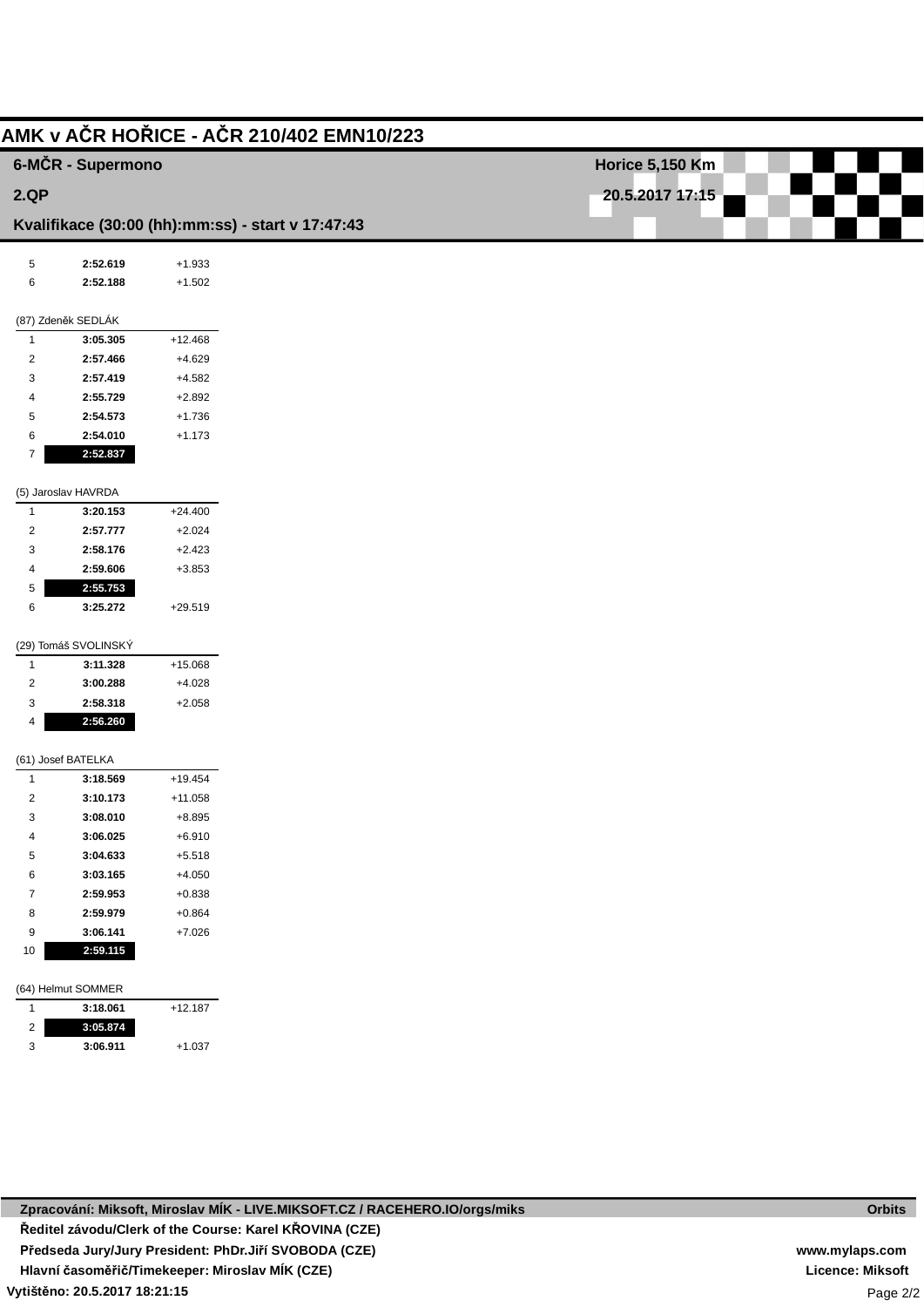# AMK v AČR HOŘICE - AČR 210/402 EMN10/223

## 6-MČR - Supermono

**Horice 5,150 Km**

**2.QP**

**20.5.2017 17:15**

**Kvalifikace (30:00 (hh):mm:ss) - start v 17:47:43**

| Lap | Time | Diff |
|---|---|---|
| 5 | **2:52.619** | +1.933 |
| 6 | **2:52.188** | +1.502 |

(87) Zdeněk SEDLÁK

| Lap | Time | Diff |
|---|---|---|
| 1 | **3:05.305** | +12.468 |
| 2 | **2:57.466** | +4.629 |
| 3 | **2:57.419** | +4.582 |
| 4 | **2:55.729** | +2.892 |
| 5 | **2:54.573** | +1.736 |
| 6 | **2:54.010** | +1.173 |
| 7 | **2:52.837** | |

(5) Jaroslav HAVRDA

| Lap | Time | Diff |
|---|---|---|
| 1 | **3:20.153** | +24.400 |
| 2 | **2:57.777** | +2.024 |
| 3 | **2:58.176** | +2.423 |
| 4 | **2:59.606** | +3.853 |
| 5 | **2:55.753** | |
| 6 | **3:25.272** | +29.519 |

(29) Tomáš SVOLINSKÝ

| Lap | Time | Diff |
|---|---|---|
| 1 | **3:11.328** | +15.068 |
| 2 | **3:00.288** | +4.028 |
| 3 | **2:58.318** | +2.058 |
| 4 | **2:56.260** | |

(61) Josef BATELKA

| Lap | Time | Diff |
|---|---|---|
| 1 | **3:18.569** | +19.454 |
| 2 | **3:10.173** | +11.058 |
| 3 | **3:08.010** | +8.895 |
| 4 | **3:06.025** | +6.910 |
| 5 | **3:04.633** | +5.518 |
| 6 | **3:03.165** | +4.050 |
| 7 | **2:59.953** | +0.838 |
| 8 | **2:59.979** | +0.864 |
| 9 | **3:06.141** | +7.026 |
| 10 | **2:59.115** | |

(64) Helmut SOMMER

| Lap | Time | Diff |
|---|---|---|
| 1 | **3:18.061** | +12.187 |
| 2 | **3:05.874** | |
| 3 | **3:06.911** | +1.037 |

**Zpracování: Miksoft, Miroslav MÍK - LIVE.MIKSOFT.CZ / RACEHERO.IO/orgs/miks** — **Orbits**

**Ředitel závodu/Clerk of the Course: Karel KŘOVINA (CZE)**

**Předseda Jury/Jury President: PhDr.Jiří SVOBODA (CZE)** — **www.mylaps.com**

**Hlavní časoměřič/Timekeeper: Miroslav MÍK (CZE)** — **Licence: Miksoft**

**Vytištěno: 20.5.2017 18:21:15**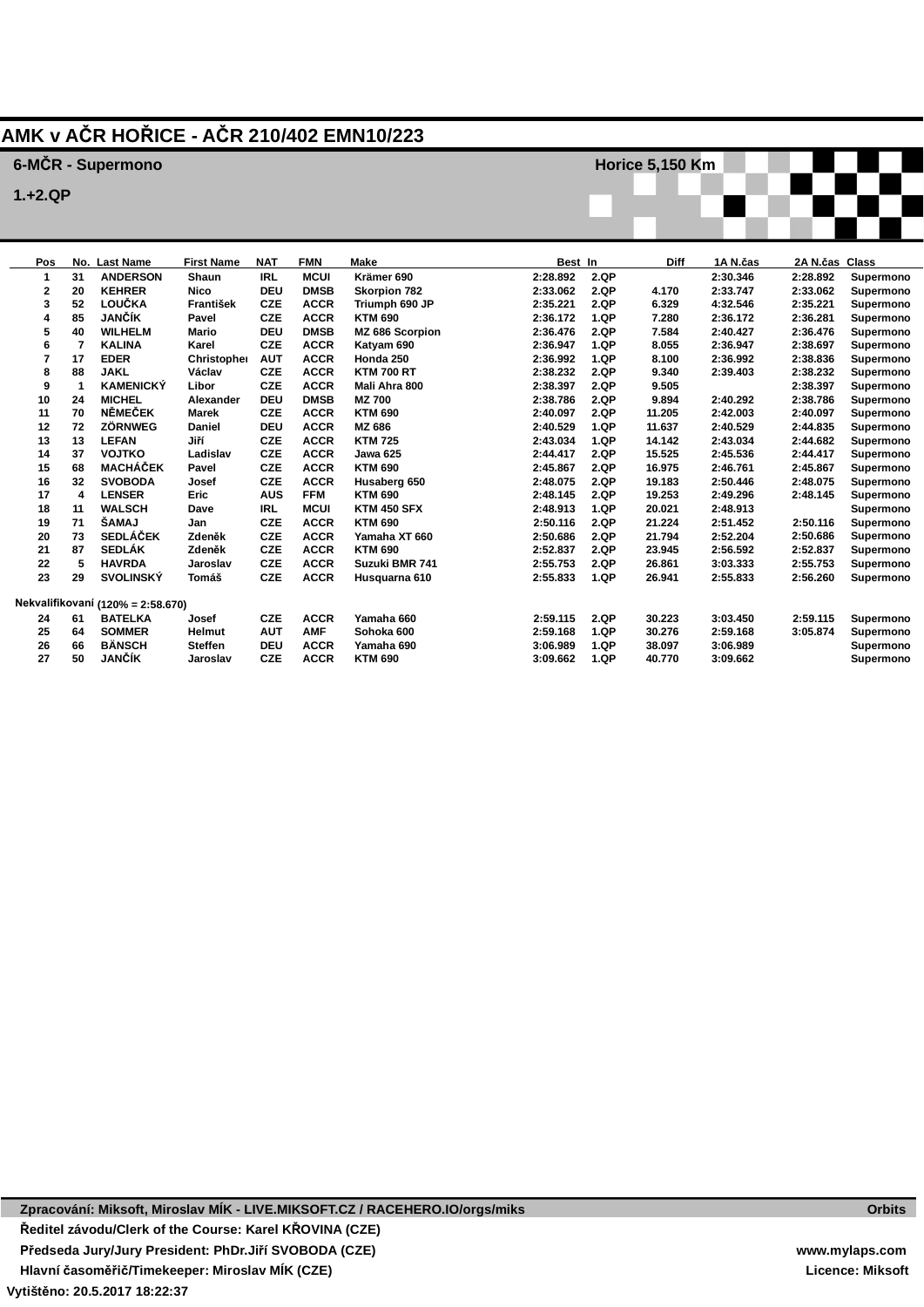# AMK v AČR HOŘICE - AČR 210/402 EMN10/223

## 6-MČR - Supermono

Horice 5,150 Km

1.+2.QP

| Pos | No. | Last Name | First Name | NAT | FMN | Make | Best | In | Diff | 1A N.čas | 2A N.čas | Class |
|---|---|---|---|---|---|---|---|---|---|---|---|---|
| 1 | 31 | ANDERSON | Shaun | IRL | MCUI | Krämer 690 | 2:28.892 | 2.QP | | 2:30.346 | 2:28.892 | Supermono |
| 2 | 20 | KEHRER | Nico | DEU | DMSB | Skorpion 782 | 2:33.062 | 2.QP | 4.170 | 2:33.747 | 2:33.062 | Supermono |
| 3 | 52 | LOUČKA | František | CZE | ACCR | Triumph 690 JP | 2:35.221 | 2.QP | 6.329 | 4:32.546 | 2:35.221 | Supermono |
| 4 | 85 | JANČÍK | Pavel | CZE | ACCR | KTM 690 | 2:36.172 | 1.QP | 7.280 | 2:36.172 | 2:36.281 | Supermono |
| 5 | 40 | WILHELM | Mario | DEU | DMSB | MZ 686 Scorpion | 2:36.476 | 2.QP | 7.584 | 2:40.427 | 2:36.476 | Supermono |
| 6 | 7 | KALINA | Karel | CZE | ACCR | Katyam 690 | 2:36.947 | 1.QP | 8.055 | 2:36.947 | 2:38.697 | Supermono |
| 7 | 17 | EDER | Christopher | AUT | ACCR | Honda 250 | 2:36.992 | 1.QP | 8.100 | 2:36.992 | 2:38.836 | Supermono |
| 8 | 88 | JAKL | Václav | CZE | ACCR | KTM 700 RT | 2:38.232 | 2.QP | 9.340 | 2:39.403 | 2:38.232 | Supermono |
| 9 | 1 | KAMENICKÝ | Libor | CZE | ACCR | Mali Ahra 800 | 2:38.397 | 2.QP | 9.505 | | 2:38.397 | Supermono |
| 10 | 24 | MICHEL | Alexander | DEU | DMSB | MZ 700 | 2:38.786 | 2.QP | 9.894 | 2:40.292 | 2:38.786 | Supermono |
| 11 | 70 | NĚMEČEK | Marek | CZE | ACCR | KTM 690 | 2:40.097 | 2.QP | 11.205 | 2:42.003 | 2:40.097 | Supermono |
| 12 | 72 | ZÖRNWEG | Daniel | DEU | ACCR | MZ 686 | 2:40.529 | 1.QP | 11.637 | 2:40.529 | 2:44.835 | Supermono |
| 13 | 13 | LEFAN | Jiří | CZE | ACCR | KTM 725 | 2:43.034 | 1.QP | 14.142 | 2:43.034 | 2:44.682 | Supermono |
| 14 | 37 | VOJTKO | Ladislav | CZE | ACCR | Jawa 625 | 2:44.417 | 2.QP | 15.525 | 2:45.536 | 2:44.417 | Supermono |
| 15 | 68 | MACHÁČEK | Pavel | CZE | ACCR | KTM 690 | 2:45.867 | 2.QP | 16.975 | 2:46.761 | 2:45.867 | Supermono |
| 16 | 32 | SVOBODA | Josef | CZE | ACCR | Husaberg 650 | 2:48.075 | 2.QP | 19.183 | 2:50.446 | 2:48.075 | Supermono |
| 17 | 4 | LENSER | Eric | AUS | FFM | KTM 690 | 2:48.145 | 2.QP | 19.253 | 2:49.296 | 2:48.145 | Supermono |
| 18 | 11 | WALSCH | Dave | IRL | MCUI | KTM 450 SFX | 2:48.913 | 1.QP | 20.021 | 2:48.913 | | Supermono |
| 19 | 71 | ŠAMAJ | Jan | CZE | ACCR | KTM 690 | 2:50.116 | 2.QP | 21.224 | 2:51.452 | 2:50.116 | Supermono |
| 20 | 73 | SEDLÁČEK | Zdeněk | CZE | ACCR | Yamaha XT 660 | 2:50.686 | 2.QP | 21.794 | 2:52.204 | 2:50.686 | Supermono |
| 21 | 87 | SEDLÁK | Zdeněk | CZE | ACCR | KTM 690 | 2:52.837 | 2.QP | 23.945 | 2:56.592 | 2:52.837 | Supermono |
| 22 | 5 | HAVRDA | Jaroslav | CZE | ACCR | Suzuki BMR 741 | 2:55.753 | 2.QP | 26.861 | 3:03.333 | 2:55.753 | Supermono |
| 23 | 29 | SVOLINSKÝ | Tomáš | CZE | ACCR | Husquarna 610 | 2:55.833 | 1.QP | 26.941 | 2:55.833 | 2:56.260 | Supermono |
| **Nekvalifikovaní** (120% = 2:58.670) | | | | | | | | | | | | |
| 24 | 61 | BATELKA | Josef | CZE | ACCR | Yamaha 660 | 2:59.115 | 2.QP | 30.223 | 3:03.450 | 2:59.115 | Supermono |
| 25 | 64 | SOMMER | Helmut | AUT | AMF | Sohoka 600 | 2:59.168 | 1.QP | 30.276 | 2:59.168 | 3:05.874 | Supermono |
| 26 | 66 | BÄNSCH | Steffen | DEU | ACCR | Yamaha 690 | 3:06.989 | 1.QP | 38.097 | 3:06.989 | | Supermono |
| 27 | 50 | JANČÍK | Jaroslav | CZE | ACCR | KTM 690 | 3:09.662 | 1.QP | 40.770 | 3:09.662 | | Supermono |

Zpracování: Miksoft, Miroslav MÍK - LIVE.MIKSOFT.CZ / RACEHERO.IO/orgs/miks — Orbits

Ředitel závodu/Clerk of the Course: Karel KŘOVINA (CZE)

Předseda Jury/Jury President: PhDr.Jiří SVOBODA (CZE) — www.mylaps.com

Hlavní časoměřič/Timekeeper: Miroslav MÍK (CZE) — Licence: Miksoft

Vytištěno: 20.5.2017 18:22:37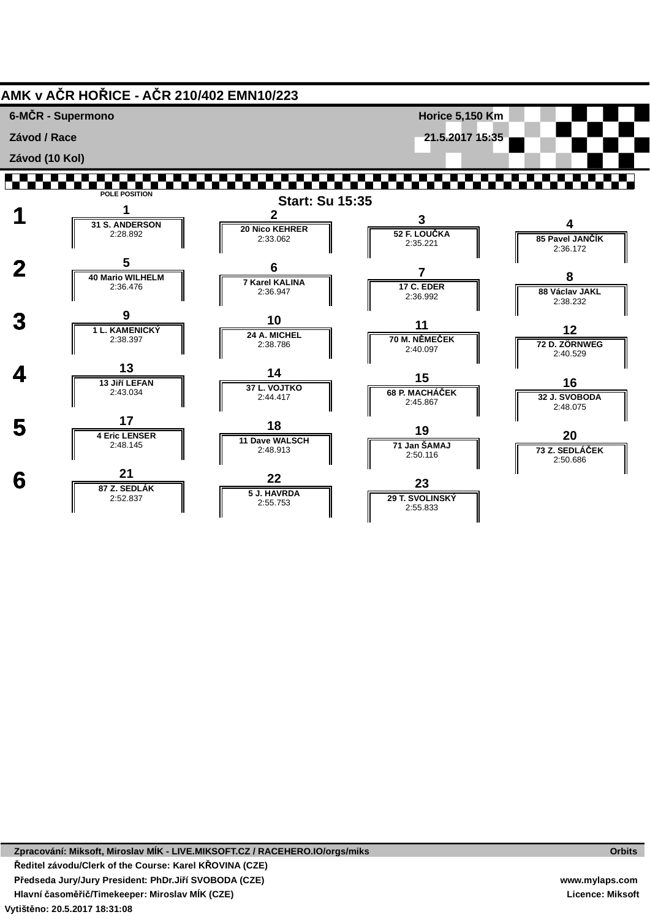# AMK v AČR HOŘICE - AČR 210/402 EMN10/223

**6-MČR - Supermono** — **Horice 5,150 Km**

**Závod / Race** — **21.5.2017 15:35**

**Závod (10 Kol)**

POLE POSITION

**Start: Su 15:35**

| Řada | | | | |
|---|---|---|---|---|
| **1** | **1**<br>31 S. ANDERSON<br>2:28.892 | **2**<br>20 Nico KEHRER<br>2:33.062 | **3**<br>52 F. LOUČKA<br>2:35.221 | **4**<br>85 Pavel JANČÍK<br>2:36.172 |
| **2** | **5**<br>40 Mario WILHELM<br>2:36.476 | **6**<br>7 Karel KALINA<br>2:36.947 | **7**<br>17 C. EDER<br>2:36.992 | **8**<br>88 Václav JAKL<br>2:38.232 |
| **3** | **9**<br>1 L. KAMENICKÝ<br>2:38.397 | **10**<br>24 A. MICHEL<br>2:38.786 | **11**<br>70 M. NĚMEČEK<br>2:40.097 | **12**<br>72 D. ZÖRNWEG<br>2:40.529 |
| **4** | **13**<br>13 Jiří LEFAN<br>2:43.034 | **14**<br>37 L. VOJTKO<br>2:44.417 | **15**<br>68 P. MACHÁČEK<br>2:45.867 | **16**<br>32 J. SVOBODA<br>2:48.075 |
| **5** | **17**<br>4 Eric LENSER<br>2:48.145 | **18**<br>11 Dave WALSCH<br>2:48.913 | **19**<br>71 Jan ŠAMAJ<br>2:50.116 | **20**<br>73 Z. SEDLÁČEK<br>2:50.686 |
| **6** | **21**<br>87 Z. SEDLÁK<br>2:52.837 | **22**<br>5 J. HAVRDA<br>2:55.753 | **23**<br>29 T. SVOLINSKÝ<br>2:55.833 | |

Zpracování: Miksoft, Miroslav MÍK - LIVE.MIKSOFT.CZ / RACEHERO.IO/orgs/miks — Orbits

Ředitel závodu/Clerk of the Course: Karel KŘOVINA (CZE)

Předseda Jury/Jury President: PhDr.Jiří SVOBODA (CZE) — www.mylaps.com

Hlavní časoměřič/Timekeeper: Miroslav MÍK (CZE) — Licence: Miksoft

Vytištěno: 20.5.2017 18:31:08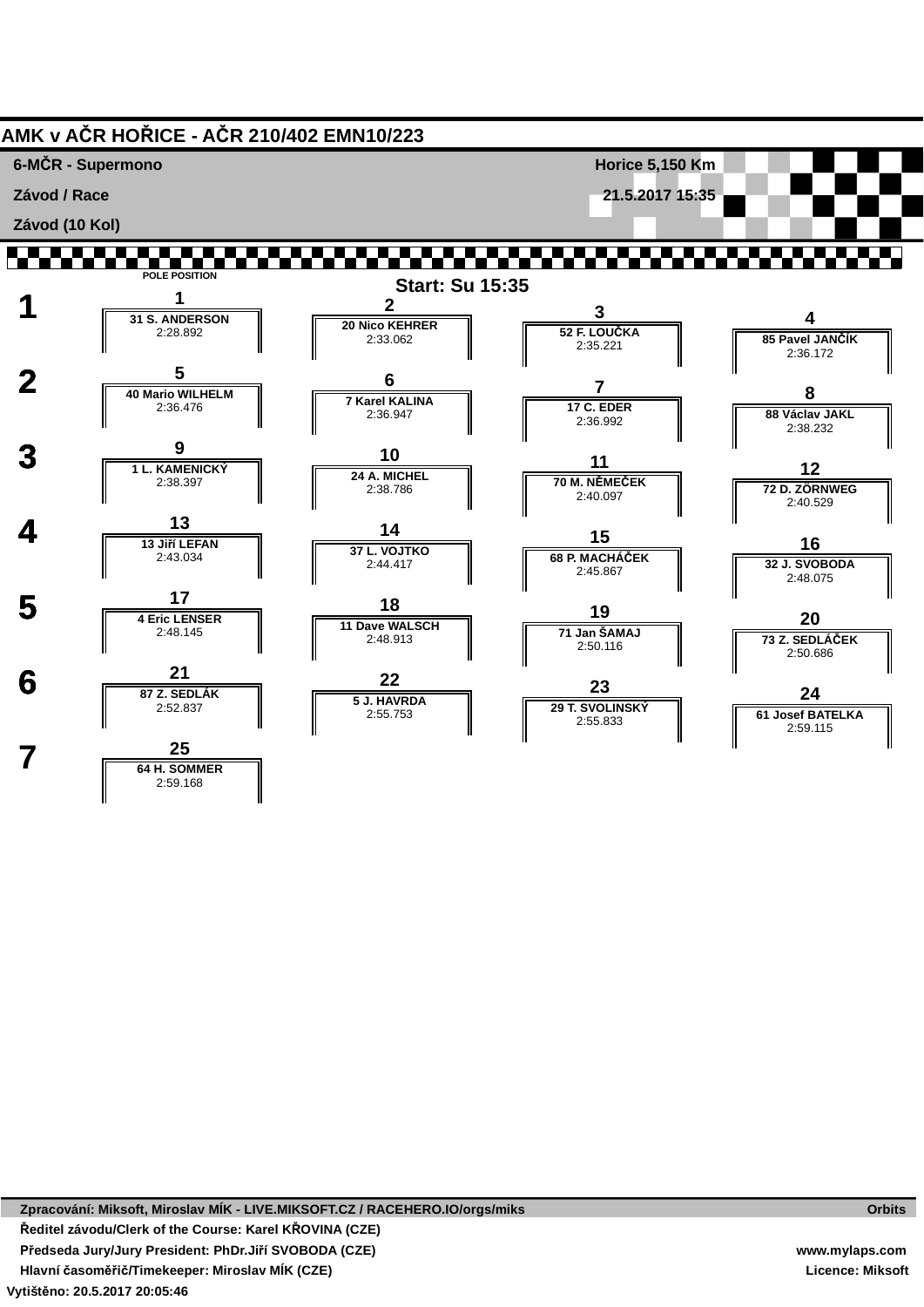# AMK v AČR HOŘICE - AČR 210/402 EMN10/223

**6-MČR - Supermono** — Horice 5,150 Km

**Závod / Race** — 21.5.2017 15:35

**Závod (10 Kol)**

POLE POSITION

**Start: Su 15:35**

| Řada | | | | |
|---|---|---|---|---|
| **1** | **1** 31 S. ANDERSON 2:28.892 | **2** 20 Nico KEHRER 2:33.062 | **3** 52 F. LOUČKA 2:35.221 | **4** 85 Pavel JANČÍK 2:36.172 |
| **2** | **5** 40 Mario WILHELM 2:36.476 | **6** 7 Karel KALINA 2:36.947 | **7** 17 C. EDER 2:36.992 | **8** 88 Václav JAKL 2:38.232 |
| **3** | **9** 1 L. KAMENICKÝ 2:38.397 | **10** 24 A. MICHEL 2:38.786 | **11** 70 M. NĚMEČEK 2:40.097 | **12** 72 D. ZÖRNWEG 2:40.529 |
| **4** | **13** 13 Jiří LEFAN 2:43.034 | **14** 37 L. VOJTKO 2:44.417 | **15** 68 P. MACHÁČEK 2:45.867 | **16** 32 J. SVOBODA 2:48.075 |
| **5** | **17** 4 Eric LENSER 2:48.145 | **18** 11 Dave WALSCH 2:48.913 | **19** 71 Jan ŠAMAJ 2:50.116 | **20** 73 Z. SEDLÁČEK 2:50.686 |
| **6** | **21** 87 Z. SEDLÁK 2:52.837 | **22** 5 J. HAVRDA 2:55.753 | **23** 29 T. SVOLINSKÝ 2:55.833 | **24** 61 Josef BATELKA 2:59.115 |
| **7** | **25** 64 H. SOMMER 2:59.168 | | | |

Zpracování: Miksoft, Miroslav MÍK - LIVE.MIKSOFT.CZ / RACEHERO.IO/orgs/miks — Orbits

Ředitel závodu/Clerk of the Course: Karel KŘOVINA (CZE)

Předseda Jury/Jury President: PhDr.Jiří SVOBODA (CZE) — www.mylaps.com

Hlavní časoměřič/Timekeeper: Miroslav MÍK (CZE) — Licence: Miksoft

Vytištěno: 20.5.2017 20:05:46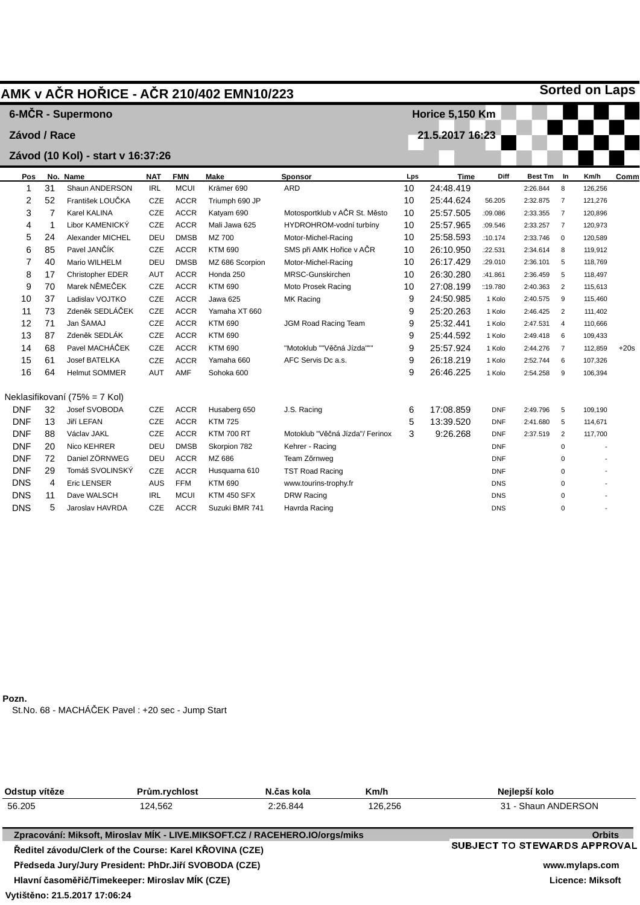# AMK v AČR HOŘICE - AČR 210/402 EMN10/223

**Sorted on Laps**

## 6-MČR - Supermono

**Horice 5,150 Km**

**Závod / Race**

**21.5.2017 16:23**

**Závod (10 Kol) - start v 16:37:26**

| Pos | No. | Name | NAT | FMN | Make | Sponsor | Lps | Time | Diff | Best Tm | In | Km/h | Comm |
|---|---|---|---|---|---|---|---|---|---|---|---|---|---|
| 1 | 31 | Shaun ANDERSON | IRL | MCUI | Krämer 690 | ARD | 10 | 24:48.419 | | 2:26.844 | 8 | 126,256 | |
| 2 | 52 | František LOUČKA | CZE | ACCR | Triumph 690 JP | | 10 | 25:44.624 | 56.205 | 2:32.875 | 7 | 121,276 | |
| 3 | 7 | Karel KALINA | CZE | ACCR | Katyam 690 | Motosportklub v AČR St. Město | 10 | 25:57.505 | :09.086 | 2:33.355 | 7 | 120,896 | |
| 4 | 1 | Libor KAMENICKÝ | CZE | ACCR | Mali Jawa 625 | HYDROHROM-vodní turbíny | 10 | 25:57.965 | :09.546 | 2:33.257 | 7 | 120,973 | |
| 5 | 24 | Alexander MICHEL | DEU | DMSB | MZ 700 | Motor-Michel-Racing | 10 | 25:58.593 | :10.174 | 2:33.746 | 0 | 120,589 | |
| 6 | 85 | Pavel JANČÍK | CZE | ACCR | KTM 690 | SMS při AMK Hořice v AČR | 10 | 26:10.950 | :22.531 | 2:34.614 | 8 | 119,912 | |
| 7 | 40 | Mario WILHELM | DEU | DMSB | MZ 686 Scorpion | Motor-Michel-Racing | 10 | 26:17.429 | :29.010 | 2:36.101 | 5 | 118,769 | |
| 8 | 17 | Christopher EDER | AUT | ACCR | Honda 250 | MRSC-Gunskirchen | 10 | 26:30.280 | :41.861 | 2:36.459 | 5 | 118,497 | |
| 9 | 70 | Marek NĚMEČEK | CZE | ACCR | KTM 690 | Moto Prosek Racing | 10 | 27:08.199 | ::19.780 | 2:40.363 | 2 | 115,613 | |
| 10 | 37 | Ladislav VOJTKO | CZE | ACCR | Jawa 625 | MK Racing | 9 | 24:50.985 | 1 Kolo | 2:40.575 | 9 | 115,460 | |
| 11 | 73 | Zdeněk SEDLÁČEK | CZE | ACCR | Yamaha XT 660 | | 9 | 25:20.263 | 1 Kolo | 2:46.425 | 2 | 111,402 | |
| 12 | 71 | Jan ŠAMAJ | CZE | ACCR | KTM 690 | JGM Road Racing Team | 9 | 25:32.441 | 1 Kolo | 2:47.531 | 4 | 110,666 | |
| 13 | 87 | Zdeněk SEDLÁK | CZE | ACCR | KTM 690 | | 9 | 25:44.592 | 1 Kolo | 2:49.418 | 6 | 109,433 | |
| 14 | 68 | Pavel MACHÁČEK | CZE | ACCR | KTM 690 | "Motoklub ""Věčná Jízda""" | 9 | 25:57.924 | 1 Kolo | 2:44.276 | 7 | 112,859 | +20s |
| 15 | 61 | Josef BATELKA | CZE | ACCR | Yamaha 660 | AFC Servis Dc a.s. | 9 | 26:18.219 | 1 Kolo | 2:52.744 | 6 | 107,326 | |
| 16 | 64 | Helmut SOMMER | AUT | AMF | Sohoka 600 | | 9 | 26:46.225 | 1 Kolo | 2:54.258 | 9 | 106,394 | |
| **Neklasifikovaní (75% = 7 Kol)** | | | | | | | | | | | | | |
| DNF | 32 | Josef SVOBODA | CZE | ACCR | Husaberg 650 | J.S. Racing | 6 | 17:08.859 | DNF | 2:49.796 | 5 | 109,190 | |
| DNF | 13 | Jiří LEFAN | CZE | ACCR | KTM 725 | | 5 | 13:39.520 | DNF | 2:41.680 | 5 | 114,671 | |
| DNF | 88 | Václav JAKL | CZE | ACCR | KTM 700 RT | Motoklub "Věčná Jízda"/ Ferinox | 3 | 9:26.268 | DNF | 2:37.519 | 2 | 117,700 | |
| DNF | 20 | Nico KEHRER | DEU | DMSB | Skorpion 782 | Kehrer - Racing | | | DNF | | 0 | - | |
| DNF | 72 | Daniel ZÖRNWEG | DEU | ACCR | MZ 686 | Team Zőrnweg | | | DNF | | 0 | - | |
| DNF | 29 | Tomáš SVOLINSKÝ | CZE | ACCR | Husquarna 610 | TST Road Racing | | | DNF | | 0 | - | |
| DNS | 4 | Eric LENSER | AUS | FFM | KTM 690 | www.tourins-trophy.fr | | | DNS | | 0 | - | |
| DNS | 11 | Dave WALSCH | IRL | MCUI | KTM 450 SFX | DRW Racing | | | DNS | | 0 | - | |
| DNS | 5 | Jaroslav HAVRDA | CZE | ACCR | Suzuki BMR 741 | Havrda Racing | | | DNS | | 0 | - | |

**Pozn.**

St.No. 68 - MACHÁČEK Pavel : +20 sec - Jump Start

| Odstup vítěze | Prům.rychlost | N.čas kola | Km/h | Nejlepší kolo |
|---|---|---|---|---|
| 56.205 | 124,562 | 2:26.844 | 126,256 | 31 - Shaun ANDERSON |

**Zpracování: Miksoft, Miroslav MÍK - LIVE.MIKSOFT.CZ / RACEHERO.IO/orgs/miks** **Orbits**

**SUBJECT TO STEWARDS APPROVAL**

**Ředitel závodu/Clerk of the Course: Karel KŘOVINA (CZE)**

**Předseda Jury/Jury President: PhDr.Jiří SVOBODA (CZE)** **www.mylaps.com**

**Hlavní časoměřič/Timekeeper: Miroslav MÍK (CZE)** **Licence: Miksoft**

**Vytištěno: 21.5.2017 17:06:24**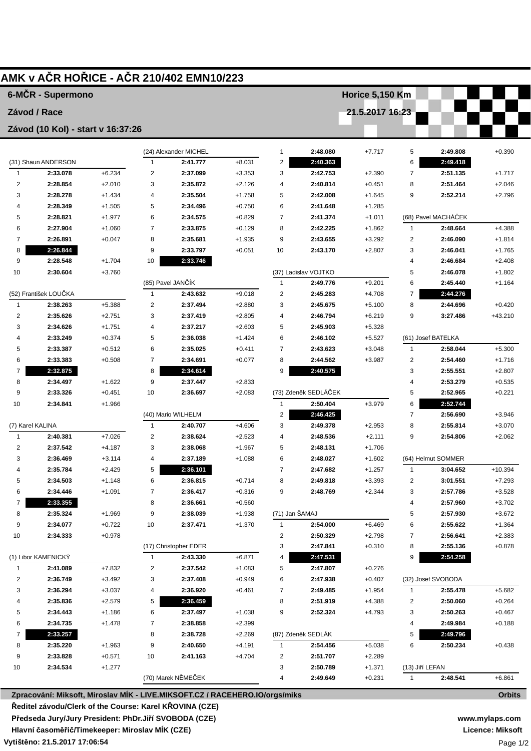# AMK v AČR HOŘICE - AČR 210/402 EMN10/223

**6-MČR - Supermono** — **Horice 5,150 Km**

**Závod / Race** — **21.5.2017 16:23**

**Závod (10 Kol) - start v 16:37:26**

(31) Shaun ANDERSON

| Lap | Time | Diff |
|---|---|---|
| 1 | **2:33.078** | +6.234 |
| 2 | **2:28.854** | +2.010 |
| 3 | **2:28.278** | +1.434 |
| 4 | **2:28.349** | +1.505 |
| 5 | **2:28.821** | +1.977 |
| 6 | **2:27.904** | +1.060 |
| 7 | **2:26.891** | +0.047 |
| 8 | **2:26.844** | |
| 9 | **2:28.548** | +1.704 |
| 10 | **2:30.604** | +3.760 |

(52) František LOUČKA

| Lap | Time | Diff |
|---|---|---|
| 1 | **2:38.263** | +5.388 |
| 2 | **2:35.626** | +2.751 |
| 3 | **2:34.626** | +1.751 |
| 4 | **2:33.249** | +0.374 |
| 5 | **2:33.387** | +0.512 |
| 6 | **2:33.383** | +0.508 |
| 7 | **2:32.875** | |
| 8 | **2:34.497** | +1.622 |
| 9 | **2:33.326** | +0.451 |
| 10 | **2:34.841** | +1.966 |

(7) Karel KALINA

| Lap | Time | Diff |
|---|---|---|
| 1 | **2:40.381** | +7.026 |
| 2 | **2:37.542** | +4.187 |
| 3 | **2:36.469** | +3.114 |
| 4 | **2:35.784** | +2.429 |
| 5 | **2:34.503** | +1.148 |
| 6 | **2:34.446** | +1.091 |
| 7 | **2:33.355** | |
| 8 | **2:35.324** | +1.969 |
| 9 | **2:34.077** | +0.722 |
| 10 | **2:34.333** | +0.978 |

(1) Libor KAMENICKÝ

| Lap | Time | Diff |
|---|---|---|
| 1 | **2:41.089** | +7.832 |
| 2 | **2:36.749** | +3.492 |
| 3 | **2:36.294** | +3.037 |
| 4 | **2:35.836** | +2.579 |
| 5 | **2:34.443** | +1.186 |
| 6 | **2:34.735** | +1.478 |
| 7 | **2:33.257** | |
| 8 | **2:35.220** | +1.963 |
| 9 | **2:33.828** | +0.571 |
| 10 | **2:34.534** | +1.277 |

(24) Alexander MICHEL

| Lap | Time | Diff |
|---|---|---|
| 1 | **2:41.777** | +8.031 |
| 2 | **2:37.099** | +3.353 |
| 3 | **2:35.872** | +2.126 |
| 4 | **2:35.504** | +1.758 |
| 5 | **2:34.496** | +0.750 |
| 6 | **2:34.575** | +0.829 |
| 7 | **2:33.875** | +0.129 |
| 8 | **2:35.681** | +1.935 |
| 9 | **2:33.797** | +0.051 |
| 10 | **2:33.746** | |

(85) Pavel JANČÍK

| Lap | Time | Diff |
|---|---|---|
| 1 | **2:43.632** | +9.018 |
| 2 | **2:37.494** | +2.880 |
| 3 | **2:37.419** | +2.805 |
| 4 | **2:37.217** | +2.603 |
| 5 | **2:36.038** | +1.424 |
| 6 | **2:35.025** | +0.411 |
| 7 | **2:34.691** | +0.077 |
| 8 | **2:34.614** | |
| 9 | **2:37.447** | +2.833 |
| 10 | **2:36.697** | +2.083 |

(40) Mario WILHELM

| Lap | Time | Diff |
|---|---|---|
| 1 | **2:40.707** | +4.606 |
| 2 | **2:38.624** | +2.523 |
| 3 | **2:38.068** | +1.967 |
| 4 | **2:37.189** | +1.088 |
| 5 | **2:36.101** | |
| 6 | **2:36.815** | +0.714 |
| 7 | **2:36.417** | +0.316 |
| 8 | **2:36.661** | +0.560 |
| 9 | **2:38.039** | +1.938 |
| 10 | **2:37.471** | +1.370 |

(17) Christopher EDER

| Lap | Time | Diff |
|---|---|---|
| 1 | **2:43.330** | +6.871 |
| 2 | **2:37.542** | +1.083 |
| 3 | **2:37.408** | +0.949 |
| 4 | **2:36.920** | +0.461 |
| 5 | **2:36.459** | |
| 6 | **2:37.497** | +1.038 |
| 7 | **2:38.858** | +2.399 |
| 8 | **2:38.728** | +2.269 |
| 9 | **2:40.650** | +4.191 |
| 10 | **2:41.163** | +4.704 |

(70) Marek NĚMEČEK

| Lap | Time | Diff |
|---|---|---|
| 1 | **2:48.080** | +7.717 |
| 2 | **2:40.363** | |
| 3 | **2:42.753** | +2.390 |
| 4 | **2:40.814** | +0.451 |
| 5 | **2:42.008** | +1.645 |
| 6 | **2:41.648** | +1.285 |
| 7 | **2:41.374** | +1.011 |
| 8 | **2:42.225** | +1.862 |
| 9 | **2:43.655** | +3.292 |
| 10 | **2:43.170** | +2.807 |

(37) Ladislav VOJTKO

| Lap | Time | Diff |
|---|---|---|
| 1 | **2:49.776** | +9.201 |
| 2 | **2:45.283** | +4.708 |
| 3 | **2:45.675** | +5.100 |
| 4 | **2:46.794** | +6.219 |
| 5 | **2:45.903** | +5.328 |
| 6 | **2:46.102** | +5.527 |
| 7 | **2:43.623** | +3.048 |
| 8 | **2:44.562** | +3.987 |
| 9 | **2:40.575** | |

(73) Zdeněk SEDLÁČEK

| Lap | Time | Diff |
|---|---|---|
| 1 | **2:50.404** | +3.979 |
| 2 | **2:46.425** | |
| 3 | **2:49.378** | +2.953 |
| 4 | **2:48.536** | +2.111 |
| 5 | **2:48.131** | +1.706 |
| 6 | **2:48.027** | +1.602 |
| 7 | **2:47.682** | +1.257 |
| 8 | **2:49.818** | +3.393 |
| 9 | **2:48.769** | +2.344 |

(71) Jan ŠAMAJ

| Lap | Time | Diff |
|---|---|---|
| 1 | **2:54.000** | +6.469 |
| 2 | **2:50.329** | +2.798 |
| 3 | **2:47.841** | +0.310 |
| 4 | **2:47.531** | |
| 5 | **2:47.807** | +0.276 |
| 6 | **2:47.938** | +0.407 |
| 7 | **2:49.485** | +1.954 |
| 8 | **2:51.919** | +4.388 |
| 9 | **2:52.324** | +4.793 |

(87) Zdeněk SEDLÁK

| Lap | Time | Diff |
|---|---|---|
| 1 | **2:54.456** | +5.038 |
| 2 | **2:51.707** | +2.289 |
| 3 | **2:50.789** | +1.371 |
| 4 | **2:49.649** | +0.231 |
| 5 | **2:49.808** | +0.390 |
| 6 | **2:49.418** | |
| 7 | **2:51.135** | +1.717 |
| 8 | **2:51.464** | +2.046 |
| 9 | **2:52.214** | +2.796 |

(68) Pavel MACHÁČEK

| Lap | Time | Diff |
|---|---|---|
| 1 | **2:48.664** | +4.388 |
| 2 | **2:46.090** | +1.814 |
| 3 | **2:46.041** | +1.765 |
| 4 | **2:46.684** | +2.408 |
| 5 | **2:46.078** | +1.802 |
| 6 | **2:45.440** | +1.164 |
| 7 | **2:44.276** | |
| 8 | **2:44.696** | +0.420 |
| 9 | **3:27.486** | +43.210 |

(61) Josef BATELKA

| Lap | Time | Diff |
|---|---|---|
| 1 | **2:58.044** | +5.300 |
| 2 | **2:54.460** | +1.716 |
| 3 | **2:55.551** | +2.807 |
| 4 | **2:53.279** | +0.535 |
| 5 | **2:52.965** | +0.221 |
| 6 | **2:52.744** | |
| 7 | **2:56.690** | +3.946 |
| 8 | **2:55.814** | +3.070 |
| 9 | **2:54.806** | +2.062 |

(64) Helmut SOMMER

| Lap | Time | Diff |
|---|---|---|
| 1 | **3:04.652** | +10.394 |
| 2 | **3:01.551** | +7.293 |
| 3 | **2:57.786** | +3.528 |
| 4 | **2:57.960** | +3.702 |
| 5 | **2:57.930** | +3.672 |
| 6 | **2:55.622** | +1.364 |
| 7 | **2:56.641** | +2.383 |
| 8 | **2:55.136** | +0.878 |
| 9 | **2:54.258** | |

(32) Josef SVOBODA

| Lap | Time | Diff |
|---|---|---|
| 1 | **2:55.478** | +5.682 |
| 2 | **2:50.060** | +0.264 |
| 3 | **2:50.263** | +0.467 |
| 4 | **2:49.984** | +0.188 |
| 5 | **2:49.796** | |
| 6 | **2:50.234** | +0.438 |

(13) Jiří LEFAN

| Lap | Time | Diff |
|---|---|---|
| 1 | **2:48.541** | +6.861 |

**Zpracování: Miksoft, Miroslav MÍK - LIVE.MIKSOFT.CZ / RACEHERO.IO/orgs/miks** — **Orbits**

**Ředitel závodu/Clerk of the Course: Karel KŘOVINA (CZE)**

**Předseda Jury/Jury President: PhDr.Jiří SVOBODA (CZE)** — **www.mylaps.com**

**Hlavní časoměřič/Timekeeper: Miroslav MÍK (CZE)** — **Licence: Miksoft**

**Vytištěno: 21.5.2017 17:06:54**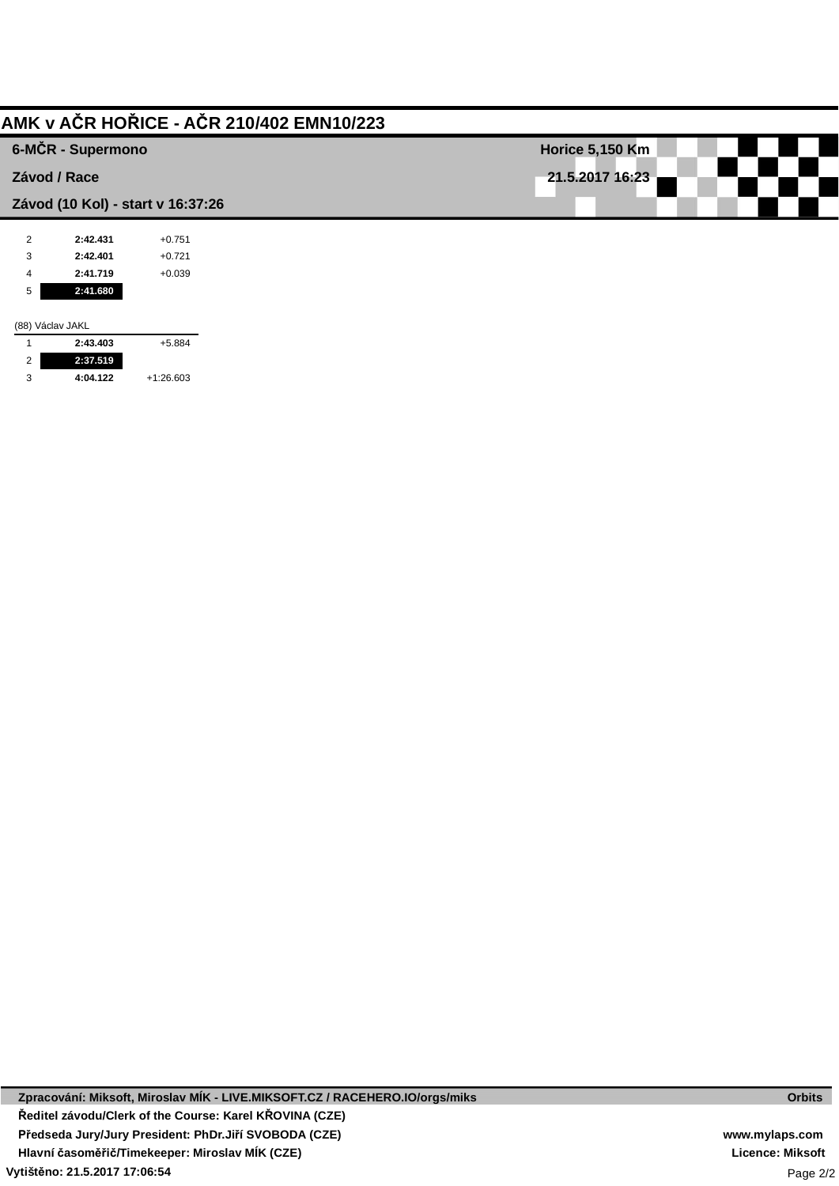# AMK v AČR HOŘICE - AČR 210/402 EMN10/223

**6-MČR - Supermono** — **Horice 5,150 Km**

**Závod / Race** — **21.5.2017 16:23**

**Závod (10 Kol) - start v 16:37:26**

| | | |
|---|---|---|
| 2 | **2:42.431** | +0.751 |
| 3 | **2:42.401** | +0.721 |
| 4 | **2:41.719** | +0.039 |
| 5 | **2:41.680** | |

(88) Václav JAKL

| | | |
|---|---|---|
| 1 | **2:43.403** | +5.884 |
| 2 | **2:37.519** | |
| 3 | **4:04.122** | +1:26.603 |

**Zpracování: Miksoft, Miroslav MÍK - LIVE.MIKSOFT.CZ / RACEHERO.IO/orgs/miks** — **Orbits**

**Ředitel závodu/Clerk of the Course: Karel KŘOVINA (CZE)**

**Předseda Jury/Jury President: PhDr.Jiří SVOBODA (CZE)** — **www.mylaps.com**

**Hlavní časoměřič/Timekeeper: Miroslav MÍK (CZE)** — **Licence: Miksoft**

**Vytištěno: 21.5.2017 17:06:54**